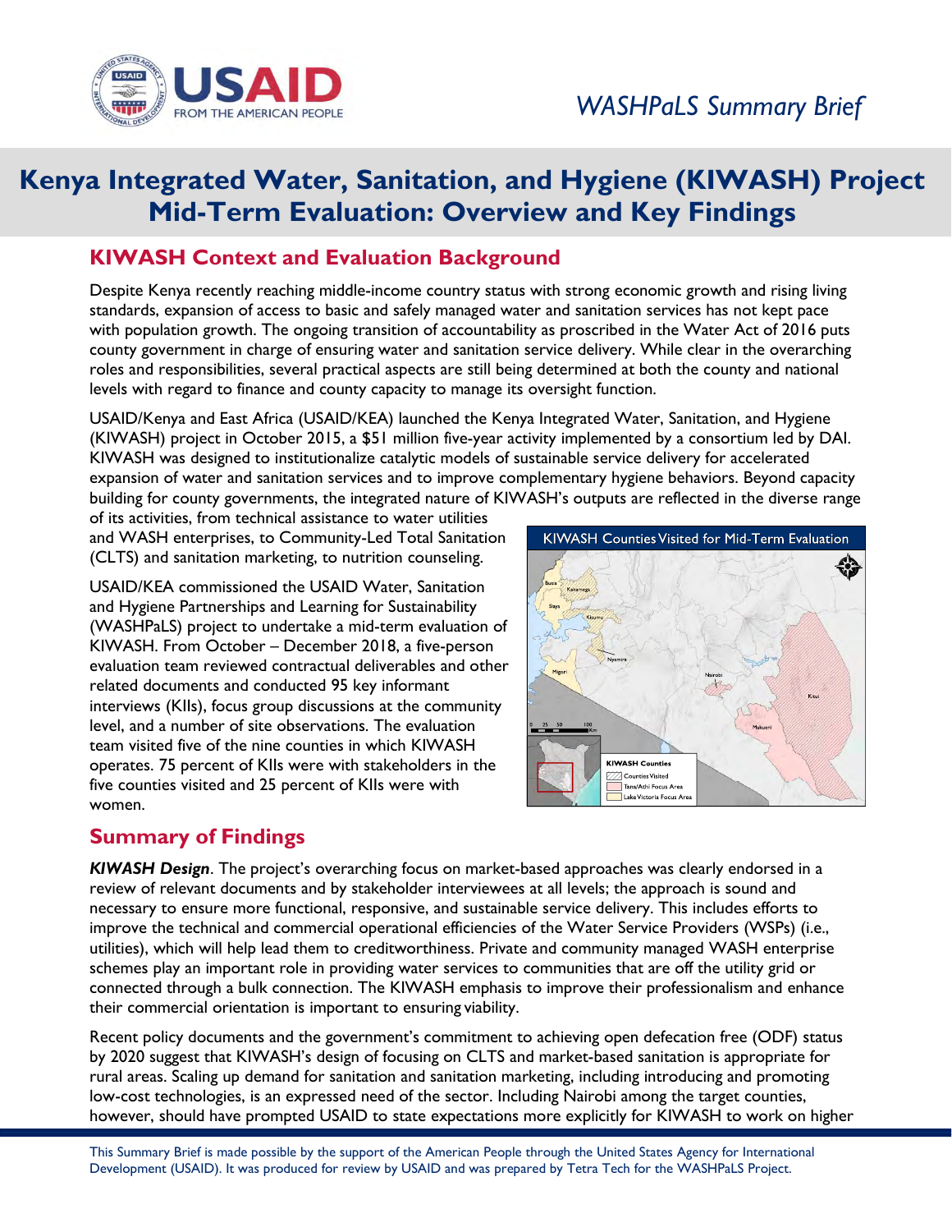WASHPaLS Summary Brief

# Kenya Integrated Water, Sanitation, and Hygiene (KIWASH) Project Mid-Term Evaluation: Overview and Key Findings

## KIWASH Context and Evaluation Background

Despite Kenya recently reaching middle-income country status with strong economic growth and rising living standards, expansion of access to basic and safely managed water and sanitation services has not kept pace with population growth. The ongoing transition of accountability as proscribed in the Water Act of 2016 puts county government in charge of ensuring water and sanitation service delivery. While clear in the overarching roles and responsibilities, several practical aspects are still being determined at both the county and national levels with regard to finance and county capacity to manage its oversight function.

USAID/Kenya and East Africa (USAID/KEA) launched the Kenya Integrated Water, Sanitation, and Hygiene (KIWASH) project in October 2015, a $51 million five-year activity implemented by a consortium led by DAI. KIWASH was designed to institutionalize catalytic models of sustainable service delivery for accelerated expansion of water and sanitation services and to improve complementary hygiene behaviors. Beyond capacity building for county governments, the integrated nature of KIWASH's outputs are reflected in the diverse range of its activities, from technical assistance to water utilities and WASH enterprises, to Community-Led Total Sanitation (CLTS) and sanitation marketing, to nutrition counseling.

USAID/KEA commissioned the USAID Water, Sanitation and Hygiene Partnerships and Learning for Sustainability (WASHPaLS) project to undertake a mid-term evaluation of KIWASH. From October – December 2018, a five-person evaluation team reviewed contractual deliverables and other related documents and conducted 95 key informant interviews (KIIs), focus group discussions at the community level, and a number of site observations. The evaluation team visited five of the nine counties in which KIWASH operates. 75 percent of KIIs were with stakeholders in the five counties visited and 25 percent of KIIs were with women.

KIWASH Counties Visited for Mid-Term Evaluation

## Summary of Findings

***KIWASH Design***. The project's overarching focus on market-based approaches was clearly endorsed in a review of relevant documents and by stakeholder interviewees at all levels; the approach is sound and necessary to ensure more functional, responsive, and sustainable service delivery. This includes efforts to improve the technical and commercial operational efficiencies of the Water Service Providers (WSPs) (i.e., utilities), which will help lead them to creditworthiness. Private and community managed WASH enterprise schemes play an important role in providing water services to communities that are off the utility grid or connected through a bulk connection. The KIWASH emphasis to improve their professionalism and enhance their commercial orientation is important to ensuring viability.

Recent policy documents and the government's commitment to achieving open defecation free (ODF) status by 2020 suggest that KIWASH's design of focusing on CLTS and market-based sanitation is appropriate for rural areas. Scaling up demand for sanitation and sanitation marketing, including introducing and promoting low-cost technologies, is an expressed need of the sector. Including Nairobi among the target counties, however, should have prompted USAID to state expectations more explicitly for KIWASH to work on higher

This Summary Brief is made possible by the support of the American People through the United States Agency for International Development (USAID). It was produced for review by USAID and was prepared by Tetra Tech for the WASHPaLS Project.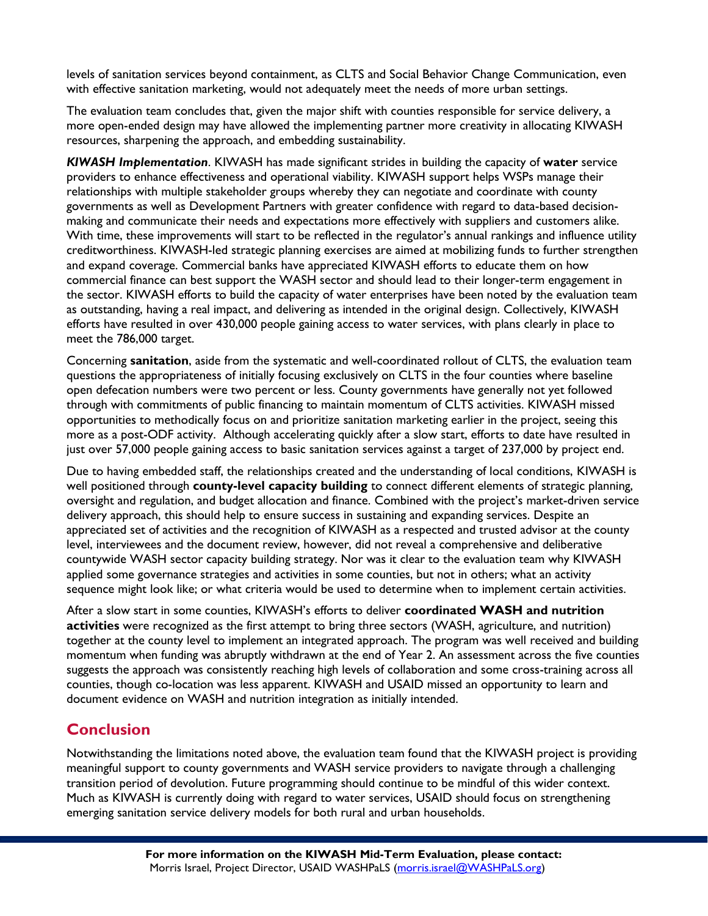levels of sanitation services beyond containment, as CLTS and Social Behavior Change Communication, even with effective sanitation marketing, would not adequately meet the needs of more urban settings.

The evaluation team concludes that, given the major shift with counties responsible for service delivery, a more open-ended design may have allowed the implementing partner more creativity in allocating KIWASH resources, sharpening the approach, and embedding sustainability.

***KIWASH Implementation***. KIWASH has made significant strides in building the capacity of **water** service providers to enhance effectiveness and operational viability. KIWASH support helps WSPs manage their relationships with multiple stakeholder groups whereby they can negotiate and coordinate with county governments as well as Development Partners with greater confidence with regard to data-based decision-making and communicate their needs and expectations more effectively with suppliers and customers alike. With time, these improvements will start to be reflected in the regulator's annual rankings and influence utility creditworthiness. KIWASH-led strategic planning exercises are aimed at mobilizing funds to further strengthen and expand coverage. Commercial banks have appreciated KIWASH efforts to educate them on how commercial finance can best support the WASH sector and should lead to their longer-term engagement in the sector. KIWASH efforts to build the capacity of water enterprises have been noted by the evaluation team as outstanding, having a real impact, and delivering as intended in the original design. Collectively, KIWASH efforts have resulted in over 430,000 people gaining access to water services, with plans clearly in place to meet the 786,000 target.

Concerning **sanitation**, aside from the systematic and well-coordinated rollout of CLTS, the evaluation team questions the appropriateness of initially focusing exclusively on CLTS in the four counties where baseline open defecation numbers were two percent or less. County governments have generally not yet followed through with commitments of public financing to maintain momentum of CLTS activities. KIWASH missed opportunities to methodically focus on and prioritize sanitation marketing earlier in the project, seeing this more as a post-ODF activity. Although accelerating quickly after a slow start, efforts to date have resulted in just over 57,000 people gaining access to basic sanitation services against a target of 237,000 by project end.

Due to having embedded staff, the relationships created and the understanding of local conditions, KIWASH is well positioned through **county-level capacity building** to connect different elements of strategic planning, oversight and regulation, and budget allocation and finance. Combined with the project's market-driven service delivery approach, this should help to ensure success in sustaining and expanding services. Despite an appreciated set of activities and the recognition of KIWASH as a respected and trusted advisor at the county level, interviewees and the document review, however, did not reveal a comprehensive and deliberative countywide WASH sector capacity building strategy. Nor was it clear to the evaluation team why KIWASH applied some governance strategies and activities in some counties, but not in others; what an activity sequence might look like; or what criteria would be used to determine when to implement certain activities.

After a slow start in some counties, KIWASH's efforts to deliver **coordinated WASH and nutrition activities** were recognized as the first attempt to bring three sectors (WASH, agriculture, and nutrition) together at the county level to implement an integrated approach. The program was well received and building momentum when funding was abruptly withdrawn at the end of Year 2. An assessment across the five counties suggests the approach was consistently reaching high levels of collaboration and some cross-training across all counties, though co-location was less apparent. KIWASH and USAID missed an opportunity to learn and document evidence on WASH and nutrition integration as initially intended.

## Conclusion

Notwithstanding the limitations noted above, the evaluation team found that the KIWASH project is providing meaningful support to county governments and WASH service providers to navigate through a challenging transition period of devolution. Future programming should continue to be mindful of this wider context. Much as KIWASH is currently doing with regard to water services, USAID should focus on strengthening emerging sanitation service delivery models for both rural and urban households.

**For more information on the KIWASH Mid-Term Evaluation, please contact:**
Morris Israel, Project Director, USAID WASHPaLS (morris.israel@WASHPaLS.org)